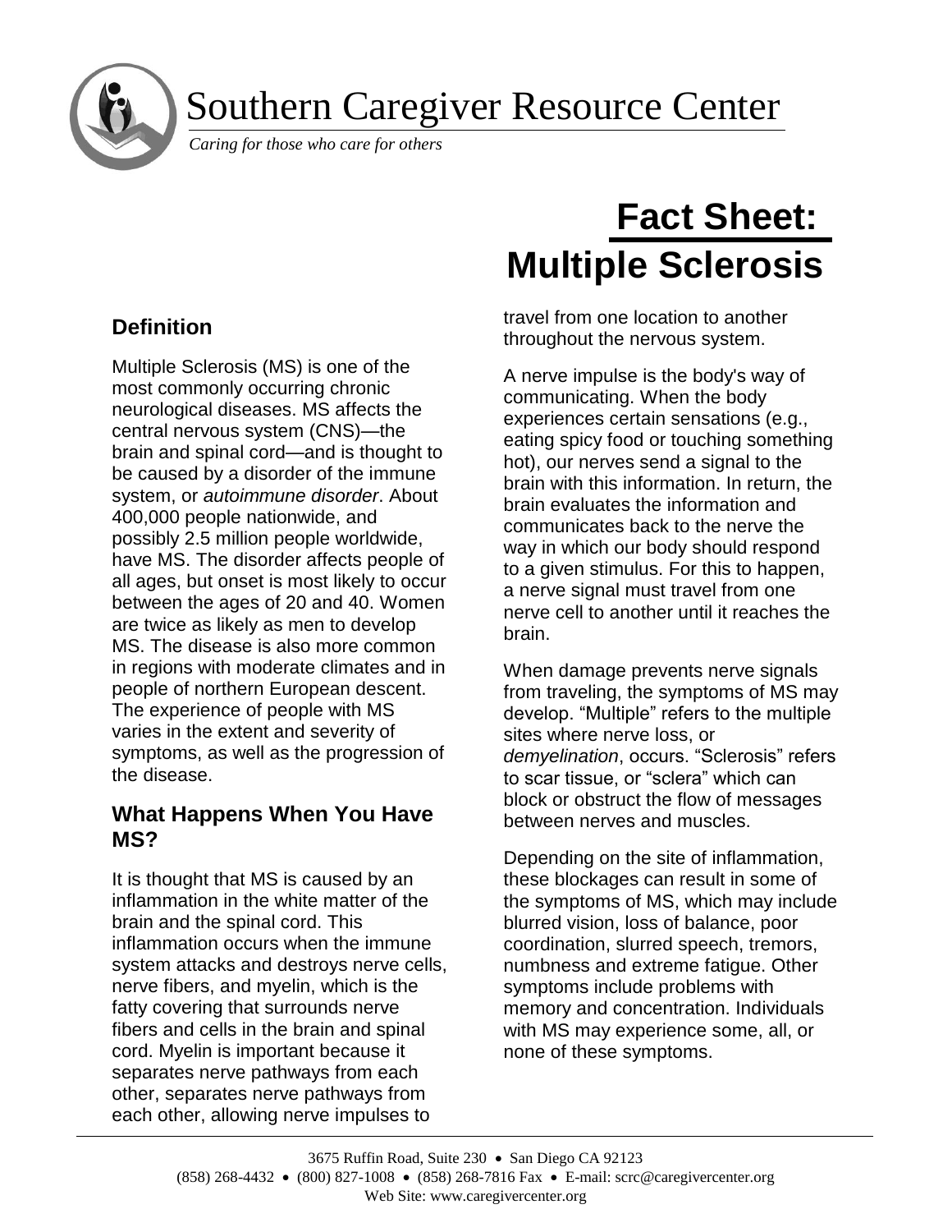# Southern Caregiver Resource Center

*Caring for those who care for others*

# Fact Sheet: Multiple Sclerosis

## Definition

Multiple Sclerosis (MS) is one of the most commonly occurring chronic neurological diseases. MS affects the central nervous system (CNS)—the brain and spinal cord—and is thought to be caused by a disorder of the immune system, or *autoimmune disorder*. About 400,000 people nationwide, and possibly 2.5 million people worldwide, have MS. The disorder affects people of all ages, but onset is most likely to occur between the ages of 20 and 40. Women are twice as likely as men to develop MS. The disease is also more common in regions with moderate climates and in people of northern European descent. The experience of people with MS varies in the extent and severity of symptoms, as well as the progression of the disease.

## What Happens When You Have MS?

It is thought that MS is caused by an inflammation in the white matter of the brain and the spinal cord. This inflammation occurs when the immune system attacks and destroys nerve cells, nerve fibers, and myelin, which is the fatty covering that surrounds nerve fibers and cells in the brain and spinal cord. Myelin is important because it separates nerve pathways from each other, separates nerve pathways from each other, allowing nerve impulses to travel from one location to another throughout the nervous system.

A nerve impulse is the body's way of communicating. When the body experiences certain sensations (e.g., eating spicy food or touching something hot), our nerves send a signal to the brain with this information. In return, the brain evaluates the information and communicates back to the nerve the way in which our body should respond to a given stimulus. For this to happen, a nerve signal must travel from one nerve cell to another until it reaches the brain.

When damage prevents nerve signals from traveling, the symptoms of MS may develop. "Multiple" refers to the multiple sites where nerve loss, or *demyelination*, occurs. "Sclerosis" refers to scar tissue, or "sclera" which can block or obstruct the flow of messages between nerves and muscles.

Depending on the site of inflammation, these blockages can result in some of the symptoms of MS, which may include blurred vision, loss of balance, poor coordination, slurred speech, tremors, numbness and extreme fatigue. Other symptoms include problems with memory and concentration. Individuals with MS may experience some, all, or none of these symptoms.

3675 Ruffin Road, Suite 230 • San Diego CA 92123
(858) 268-4432 • (800) 827-1008 • (858) 268-7816 Fax • E-mail: scrc@caregivercenter.org
Web Site: www.caregivercenter.org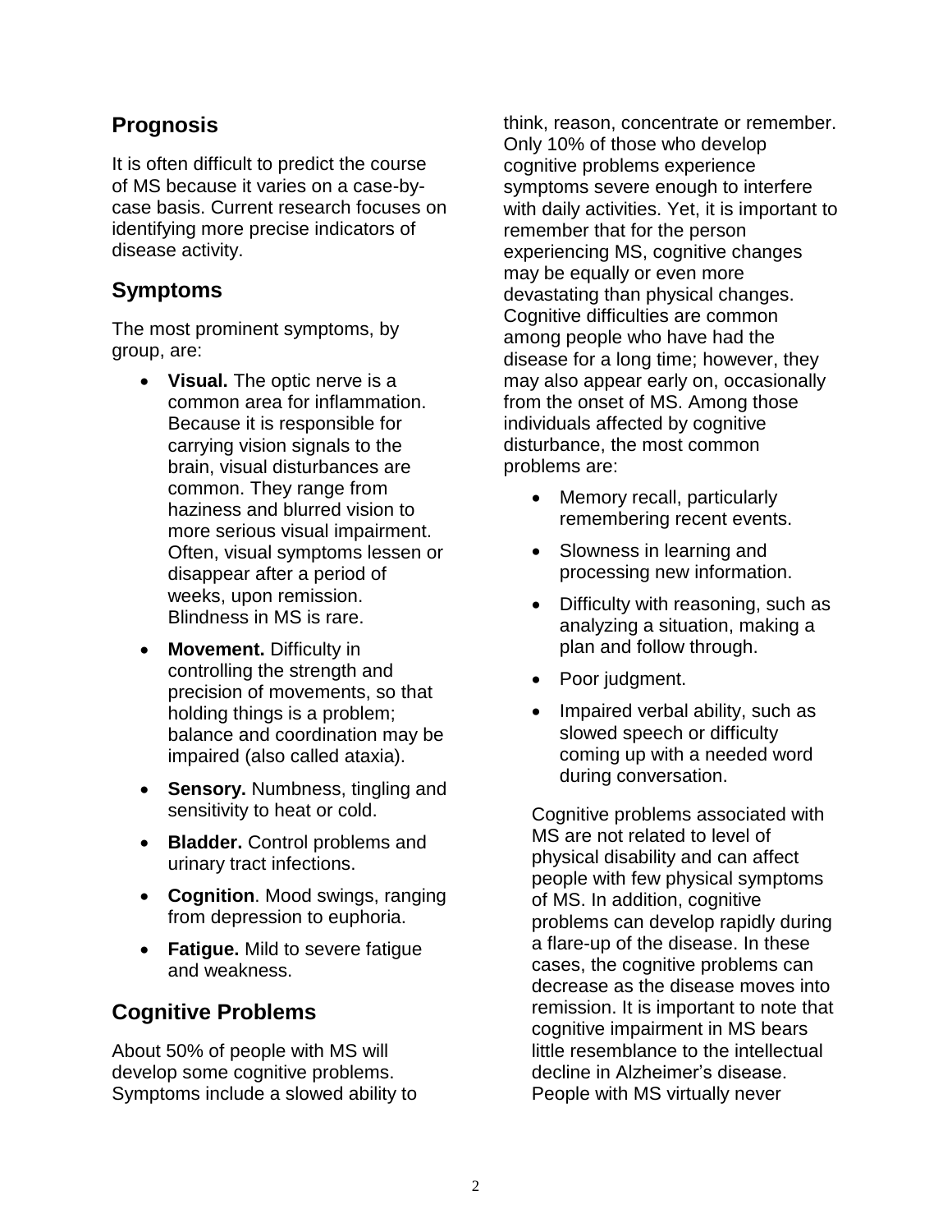## Prognosis

It is often difficult to predict the course of MS because it varies on a case-by-case basis. Current research focuses on identifying more precise indicators of disease activity.

## Symptoms

The most prominent symptoms, by group, are:

- **Visual.** The optic nerve is a common area for inflammation. Because it is responsible for carrying vision signals to the brain, visual disturbances are common. They range from haziness and blurred vision to more serious visual impairment. Often, visual symptoms lessen or disappear after a period of weeks, upon remission. Blindness in MS is rare.
- **Movement.** Difficulty in controlling the strength and precision of movements, so that holding things is a problem; balance and coordination may be impaired (also called ataxia).
- **Sensory.** Numbness, tingling and sensitivity to heat or cold.
- **Bladder.** Control problems and urinary tract infections.
- **Cognition**. Mood swings, ranging from depression to euphoria.
- **Fatigue.** Mild to severe fatigue and weakness.

## Cognitive Problems

About 50% of people with MS will develop some cognitive problems. Symptoms include a slowed ability to think, reason, concentrate or remember. Only 10% of those who develop cognitive problems experience symptoms severe enough to interfere with daily activities. Yet, it is important to remember that for the person experiencing MS, cognitive changes may be equally or even more devastating than physical changes. Cognitive difficulties are common among people who have had the disease for a long time; however, they may also appear early on, occasionally from the onset of MS. Among those individuals affected by cognitive disturbance, the most common problems are:

- Memory recall, particularly remembering recent events.
- Slowness in learning and processing new information.
- Difficulty with reasoning, such as analyzing a situation, making a plan and follow through.
- Poor judgment.
- Impaired verbal ability, such as slowed speech or difficulty coming up with a needed word during conversation.

Cognitive problems associated with MS are not related to level of physical disability and can affect people with few physical symptoms of MS. In addition, cognitive problems can develop rapidly during a flare-up of the disease. In these cases, the cognitive problems can decrease as the disease moves into remission. It is important to note that cognitive impairment in MS bears little resemblance to the intellectual decline in Alzheimer's disease. People with MS virtually never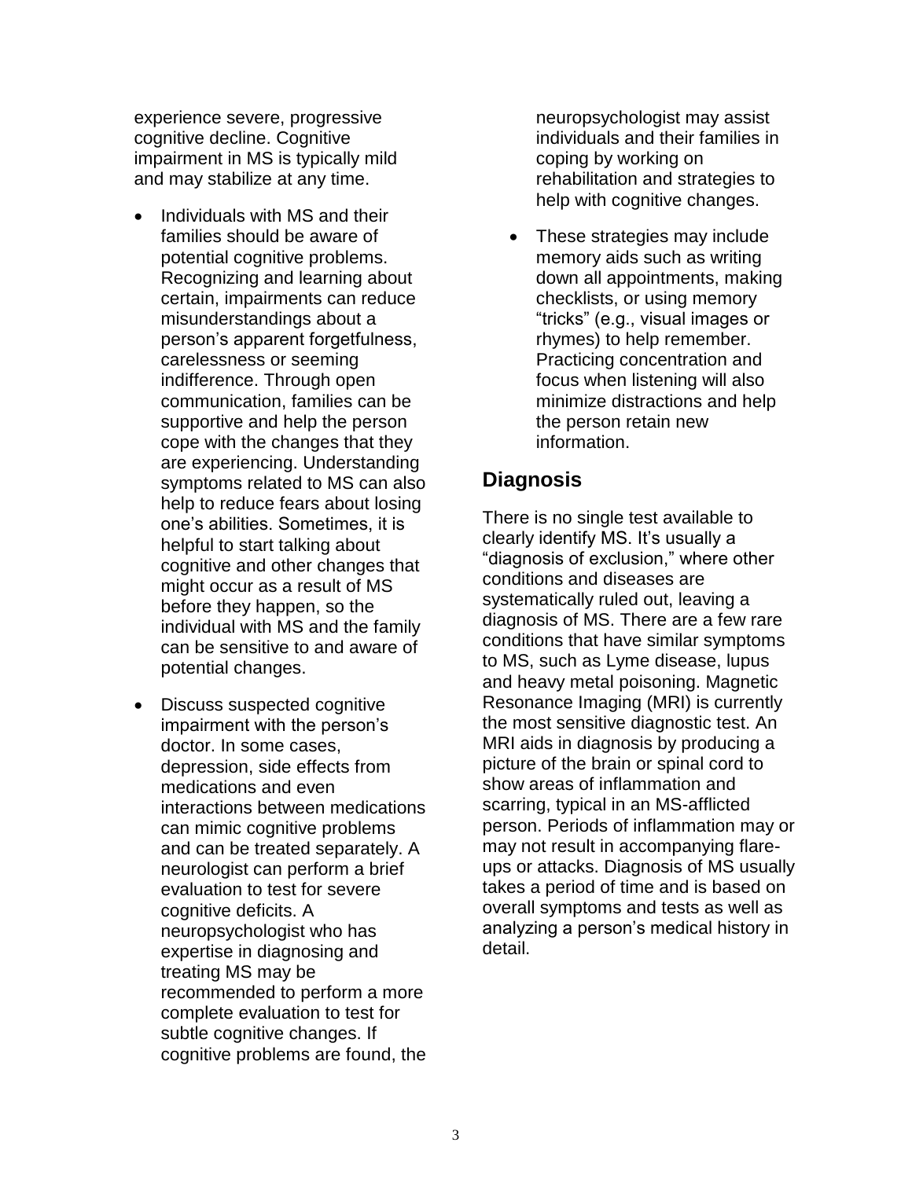experience severe, progressive cognitive decline. Cognitive impairment in MS is typically mild and may stabilize at any time.

- Individuals with MS and their families should be aware of potential cognitive problems. Recognizing and learning about certain, impairments can reduce misunderstandings about a person's apparent forgetfulness, carelessness or seeming indifference. Through open communication, families can be supportive and help the person cope with the changes that they are experiencing. Understanding symptoms related to MS can also help to reduce fears about losing one's abilities. Sometimes, it is helpful to start talking about cognitive and other changes that might occur as a result of MS before they happen, so the individual with MS and the family can be sensitive to and aware of potential changes.
- Discuss suspected cognitive impairment with the person's doctor. In some cases, depression, side effects from medications and even interactions between medications can mimic cognitive problems and can be treated separately. A neurologist can perform a brief evaluation to test for severe cognitive deficits. A neuropsychologist who has expertise in diagnosing and treating MS may be recommended to perform a more complete evaluation to test for subtle cognitive changes. If cognitive problems are found, the neuropsychologist may assist individuals and their families in coping by working on rehabilitation and strategies to help with cognitive changes.
- These strategies may include memory aids such as writing down all appointments, making checklists, or using memory "tricks" (e.g., visual images or rhymes) to help remember. Practicing concentration and focus when listening will also minimize distractions and help the person retain new information.

## Diagnosis

There is no single test available to clearly identify MS. It's usually a "diagnosis of exclusion," where other conditions and diseases are systematically ruled out, leaving a diagnosis of MS. There are a few rare conditions that have similar symptoms to MS, such as Lyme disease, lupus and heavy metal poisoning. Magnetic Resonance Imaging (MRI) is currently the most sensitive diagnostic test. An MRI aids in diagnosis by producing a picture of the brain or spinal cord to show areas of inflammation and scarring, typical in an MS-afflicted person. Periods of inflammation may or may not result in accompanying flare-ups or attacks. Diagnosis of MS usually takes a period of time and is based on overall symptoms and tests as well as analyzing a person's medical history in detail.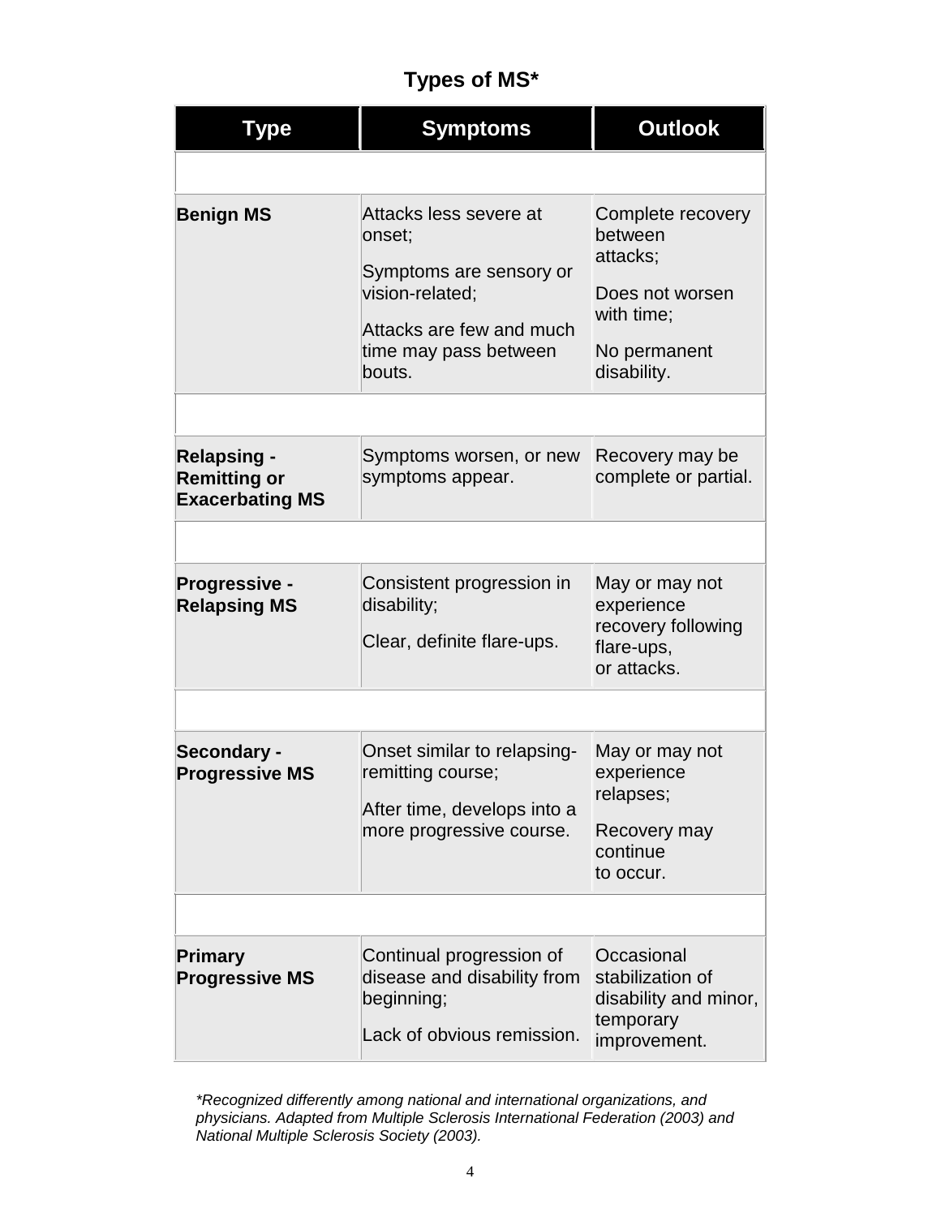## Types of MS*

| Type | Symptoms | Outlook |
|---|---|---|
| **Benign MS** | Attacks less severe at onset; Symptoms are sensory or vision-related; Attacks are few and much time may pass between bouts. | Complete recovery between attacks; Does not worsen with time; No permanent disability. |
| **Relapsing - Remitting or Exacerbating MS** | Symptoms worsen, or new symptoms appear. | Recovery may be complete or partial. |
| **Progressive - Relapsing MS** | Consistent progression in disability; Clear, definite flare-ups. | May or may not experience recovery following flare-ups, or attacks. |
| **Secondary - Progressive MS** | Onset similar to relapsing-remitting course; After time, develops into a more progressive course. | May or may not experience relapses; Recovery may continue to occur. |
| **Primary Progressive MS** | Continual progression of disease and disability from beginning; Lack of obvious remission. | Occasional stabilization of disability and minor, temporary improvement. |

*\*Recognized differently among national and international organizations, and physicians. Adapted from Multiple Sclerosis International Federation (2003) and National Multiple Sclerosis Society (2003).*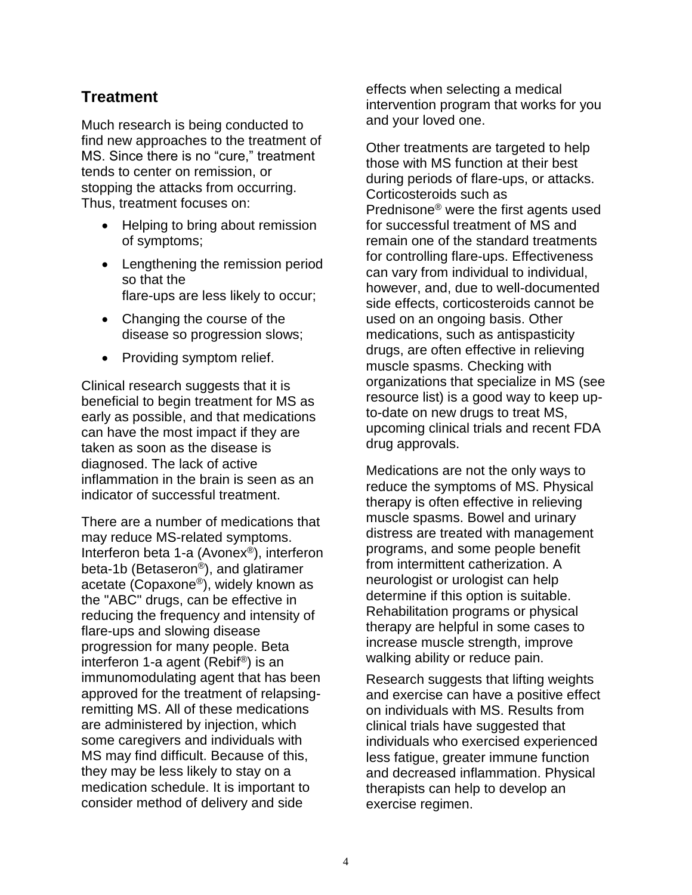## Treatment

Much research is being conducted to find new approaches to the treatment of MS. Since there is no "cure," treatment tends to center on remission, or stopping the attacks from occurring. Thus, treatment focuses on:

- Helping to bring about remission of symptoms;
- Lengthening the remission period so that the flare-ups are less likely to occur;
- Changing the course of the disease so progression slows;
- Providing symptom relief.

Clinical research suggests that it is beneficial to begin treatment for MS as early as possible, and that medications can have the most impact if they are taken as soon as the disease is diagnosed. The lack of active inflammation in the brain is seen as an indicator of successful treatment.

There are a number of medications that may reduce MS-related symptoms. Interferon beta 1-a (Avonex®), interferon beta-1b (Betaseron®), and glatiramer acetate (Copaxone®), widely known as the "ABC" drugs, can be effective in reducing the frequency and intensity of flare-ups and slowing disease progression for many people. Beta interferon 1-a agent (Rebif®) is an immunomodulating agent that has been approved for the treatment of relapsing-remitting MS. All of these medications are administered by injection, which some caregivers and individuals with MS may find difficult. Because of this, they may be less likely to stay on a medication schedule. It is important to consider method of delivery and side effects when selecting a medical intervention program that works for you and your loved one.

Other treatments are targeted to help those with MS function at their best during periods of flare-ups, or attacks. Corticosteroids such as Prednisone® were the first agents used for successful treatment of MS and remain one of the standard treatments for controlling flare-ups. Effectiveness can vary from individual to individual, however, and, due to well-documented side effects, corticosteroids cannot be used on an ongoing basis. Other medications, such as antispasticity drugs, are often effective in relieving muscle spasms. Checking with organizations that specialize in MS (see resource list) is a good way to keep up-to-date on new drugs to treat MS, upcoming clinical trials and recent FDA drug approvals.

Medications are not the only ways to reduce the symptoms of MS. Physical therapy is often effective in relieving muscle spasms. Bowel and urinary distress are treated with management programs, and some people benefit from intermittent catherization. A neurologist or urologist can help determine if this option is suitable. Rehabilitation programs or physical therapy are helpful in some cases to increase muscle strength, improve walking ability or reduce pain.

Research suggests that lifting weights and exercise can have a positive effect on individuals with MS. Results from clinical trials have suggested that individuals who exercised experienced less fatigue, greater immune function and decreased inflammation. Physical therapists can help to develop an exercise regimen.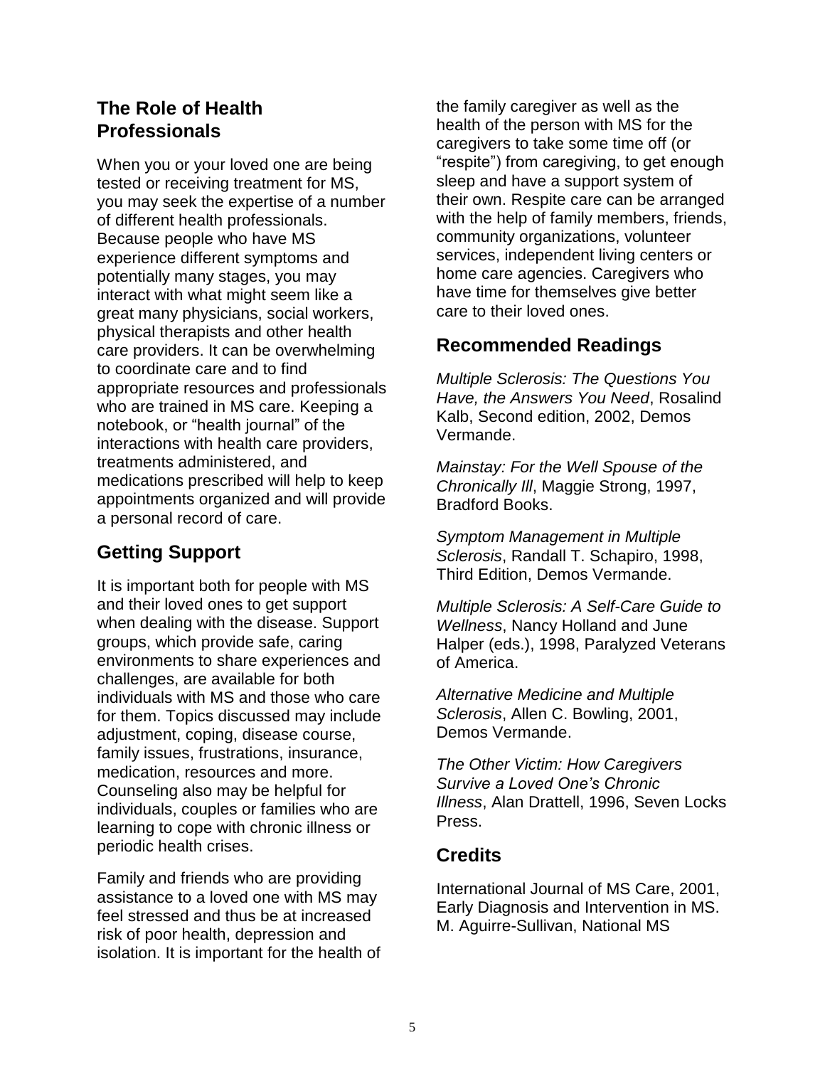## The Role of Health Professionals

When you or your loved one are being tested or receiving treatment for MS, you may seek the expertise of a number of different health professionals. Because people who have MS experience different symptoms and potentially many stages, you may interact with what might seem like a great many physicians, social workers, physical therapists and other health care providers. It can be overwhelming to coordinate care and to find appropriate resources and professionals who are trained in MS care. Keeping a notebook, or "health journal" of the interactions with health care providers, treatments administered, and medications prescribed will help to keep appointments organized and will provide a personal record of care.

## Getting Support

It is important both for people with MS and their loved ones to get support when dealing with the disease. Support groups, which provide safe, caring environments to share experiences and challenges, are available for both individuals with MS and those who care for them. Topics discussed may include adjustment, coping, disease course, family issues, frustrations, insurance, medication, resources and more. Counseling also may be helpful for individuals, couples or families who are learning to cope with chronic illness or periodic health crises.

Family and friends who are providing assistance to a loved one with MS may feel stressed and thus be at increased risk of poor health, depression and isolation. It is important for the health of the family caregiver as well as the health of the person with MS for the caregivers to take some time off (or "respite") from caregiving, to get enough sleep and have a support system of their own. Respite care can be arranged with the help of family members, friends, community organizations, volunteer services, independent living centers or home care agencies. Caregivers who have time for themselves give better care to their loved ones.

## Recommended Readings

*Multiple Sclerosis: The Questions You Have, the Answers You Need*, Rosalind Kalb, Second edition, 2002, Demos Vermande.

*Mainstay: For the Well Spouse of the Chronically Ill*, Maggie Strong, 1997, Bradford Books.

*Symptom Management in Multiple Sclerosis*, Randall T. Schapiro, 1998, Third Edition, Demos Vermande.

*Multiple Sclerosis: A Self-Care Guide to Wellness*, Nancy Holland and June Halper (eds.), 1998, Paralyzed Veterans of America.

*Alternative Medicine and Multiple Sclerosis*, Allen C. Bowling, 2001, Demos Vermande.

*The Other Victim: How Caregivers Survive a Loved One's Chronic Illness*, Alan Drattell, 1996, Seven Locks Press.

## Credits

International Journal of MS Care, 2001, Early Diagnosis and Intervention in MS. M. Aguirre-Sullivan, National MS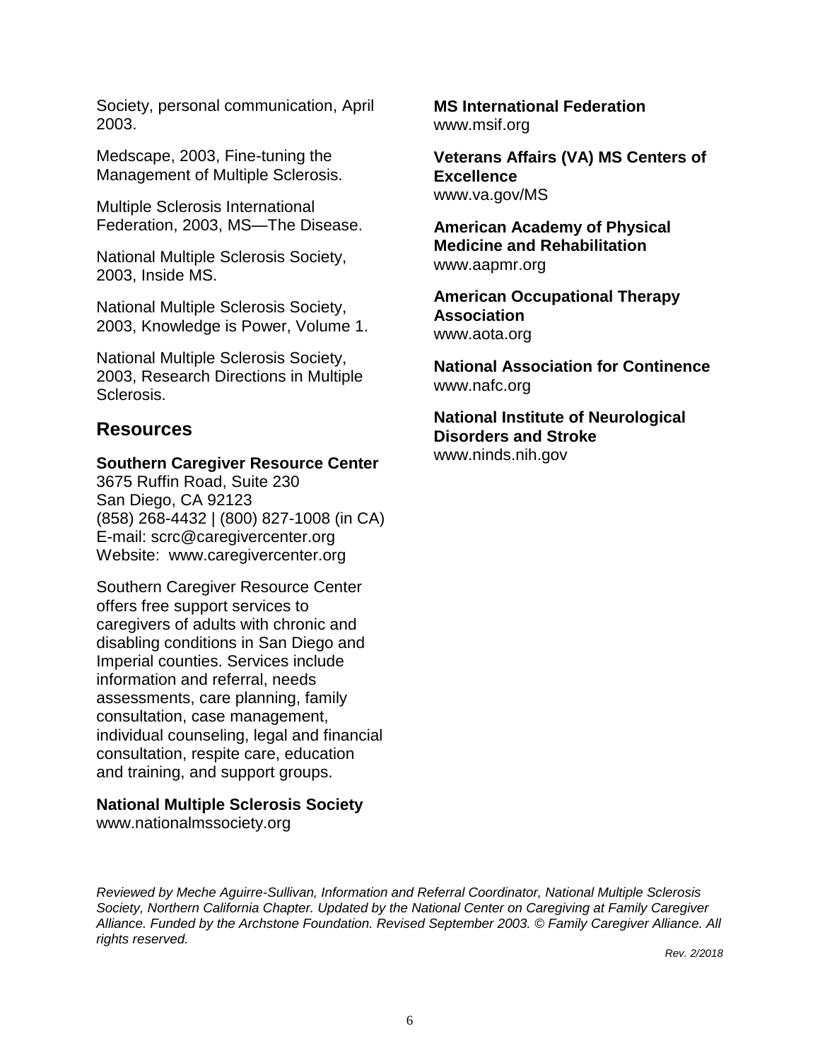Society, personal communication, April 2003.

Medscape, 2003, Fine-tuning the Management of Multiple Sclerosis.

Multiple Sclerosis International Federation, 2003, MS—The Disease.

National Multiple Sclerosis Society, 2003, Inside MS.

National Multiple Sclerosis Society, 2003, Knowledge is Power, Volume 1.

National Multiple Sclerosis Society, 2003, Research Directions in Multiple Sclerosis.

## Resources

**Southern Caregiver Resource Center**
3675 Ruffin Road, Suite 230
San Diego, CA 92123
(858) 268-4432 | (800) 827-1008 (in CA)
E-mail: scrc@caregivercenter.org
Website: www.caregivercenter.org

Southern Caregiver Resource Center offers free support services to caregivers of adults with chronic and disabling conditions in San Diego and Imperial counties. Services include information and referral, needs assessments, care planning, family consultation, case management, individual counseling, legal and financial consultation, respite care, education and training, and support groups.

**National Multiple Sclerosis Society**
www.nationalmssociety.org

**MS International Federation**
www.msif.org

**Veterans Affairs (VA) MS Centers of Excellence**
www.va.gov/MS

**American Academy of Physical Medicine and Rehabilitation**
www.aapmr.org

**American Occupational Therapy Association**
www.aota.org

**National Association for Continence**
www.nafc.org

**National Institute of Neurological Disorders and Stroke**
www.ninds.nih.gov

*Reviewed by Meche Aguirre-Sullivan, Information and Referral Coordinator, National Multiple Sclerosis Society, Northern California Chapter. Updated by the National Center on Caregiving at Family Caregiver Alliance. Funded by the Archstone Foundation. Revised September 2003. © Family Caregiver Alliance. All rights reserved.*

*Rev. 2/2018*